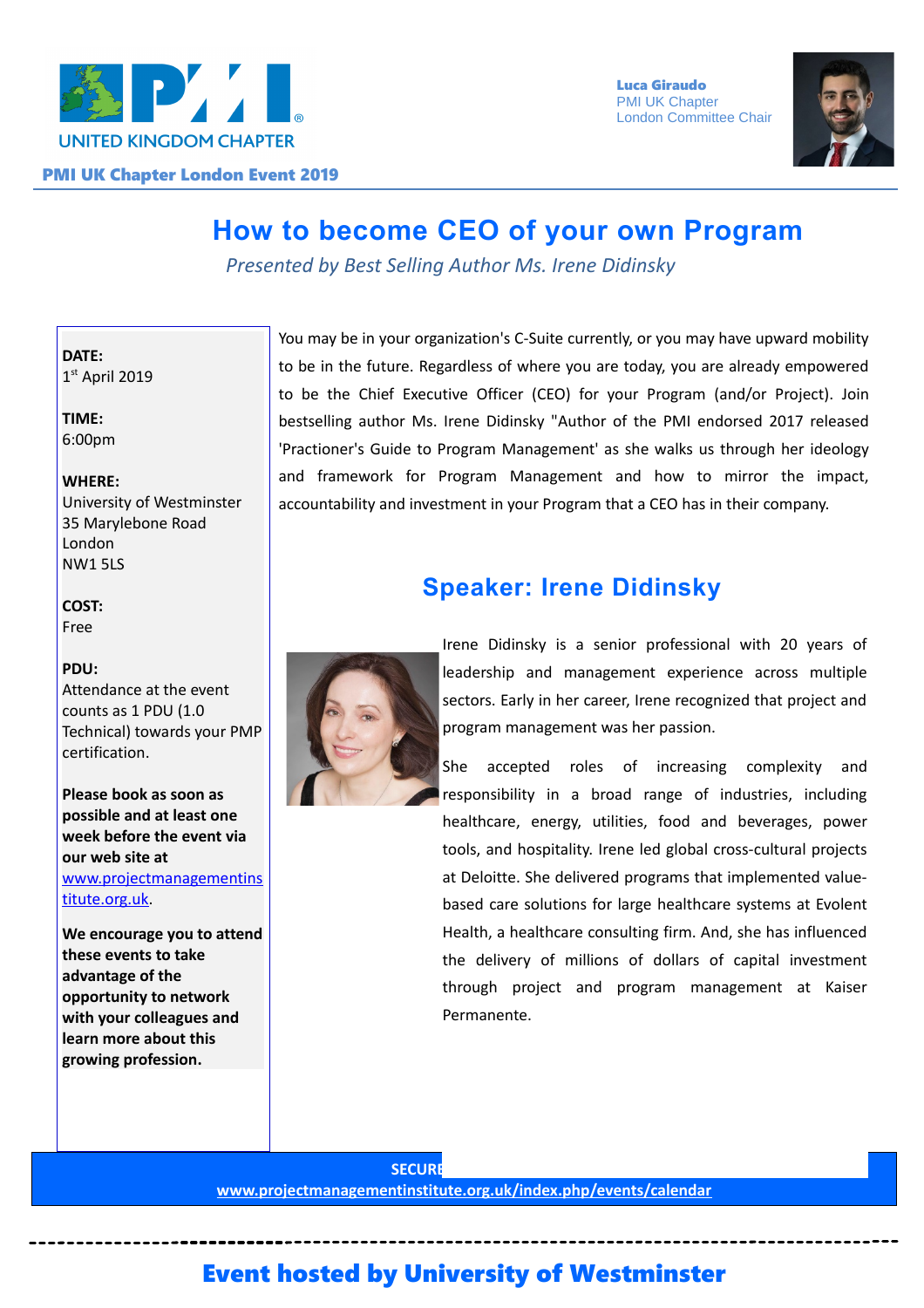UNITED KINGDOM CHAPTER

**PMI UK Chapter London Event 2019**

**Luca Giraudo**
PMI UK Chapter
London Committee Chair

# How to become CEO of your own Program

*Presented by Best Selling Author Ms. Irene Didinsky*

**DATE:**
1st April 2019

**TIME:**
6:00pm

**WHERE:**
University of Westminster
35 Marylebone Road
London
NW1 5LS

**COST:**
Free

**PDU:**
Attendance at the event counts as 1 PDU (1.0 Technical) towards your PMP certification.

**Please book as soon as possible and at least one week before the event via our web site at** www.projectmanagementinstitute.org.uk.

**We encourage you to attend these events to take advantage of the opportunity to network with your colleagues and learn more about this growing profession.**

You may be in your organization's C-Suite currently, or you may have upward mobility to be in the future. Regardless of where you are today, you are already empowered to be the Chief Executive Officer (CEO) for your Program (and/or Project). Join bestselling author Ms. Irene Didinsky "Author of the PMI endorsed 2017 released 'Practioner's Guide to Program Management' as she walks us through her ideology and framework for Program Management and how to mirror the impact, accountability and investment in your Program that a CEO has in their company.

## Speaker: Irene Didinsky

Irene Didinsky is a senior professional with 20 years of leadership and management experience across multiple sectors. Early in her career, Irene recognized that project and program management was her passion.

She accepted roles of increasing complexity and responsibility in a broad range of industries, including healthcare, energy, utilities, food and beverages, power tools, and hospitality. Irene led global cross-cultural projects at Deloitte. She delivered programs that implemented value-based care solutions for large healthcare systems at Evolent Health, a healthcare consulting firm. And, she has influenced the delivery of millions of dollars of capital investment through project and program management at Kaiser Permanente.

**SECURE**
**www.projectmanagementinstitute.org.uk/index.php/events/calendar**

## Event hosted by University of Westminster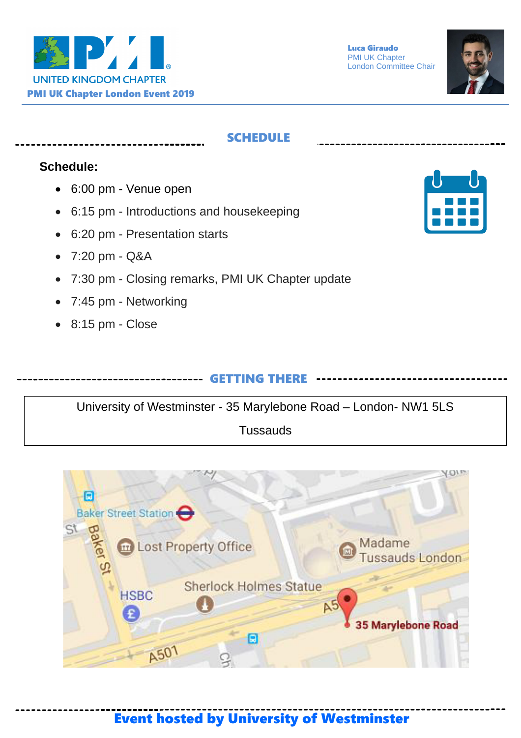UNITED KINGDOM CHAPTER

**PMI UK Chapter London Event 2019**

**Luca Giraudo**
PMI UK Chapter
London Committee Chair

## SCHEDULE

**Schedule:**

- 6:00 pm - Venue open
- 6:15 pm - Introductions and housekeeping
- 6:20 pm - Presentation starts
- 7:20 pm - Q&A
- 7:30 pm - Closing remarks, PMI UK Chapter update
- 7:45 pm - Networking
- 8:15 pm - Close

## GETTING THERE

University of Westminster - 35 Marylebone Road – London- NW1 5LS

Tussauds

**Event hosted by University of Westminster**